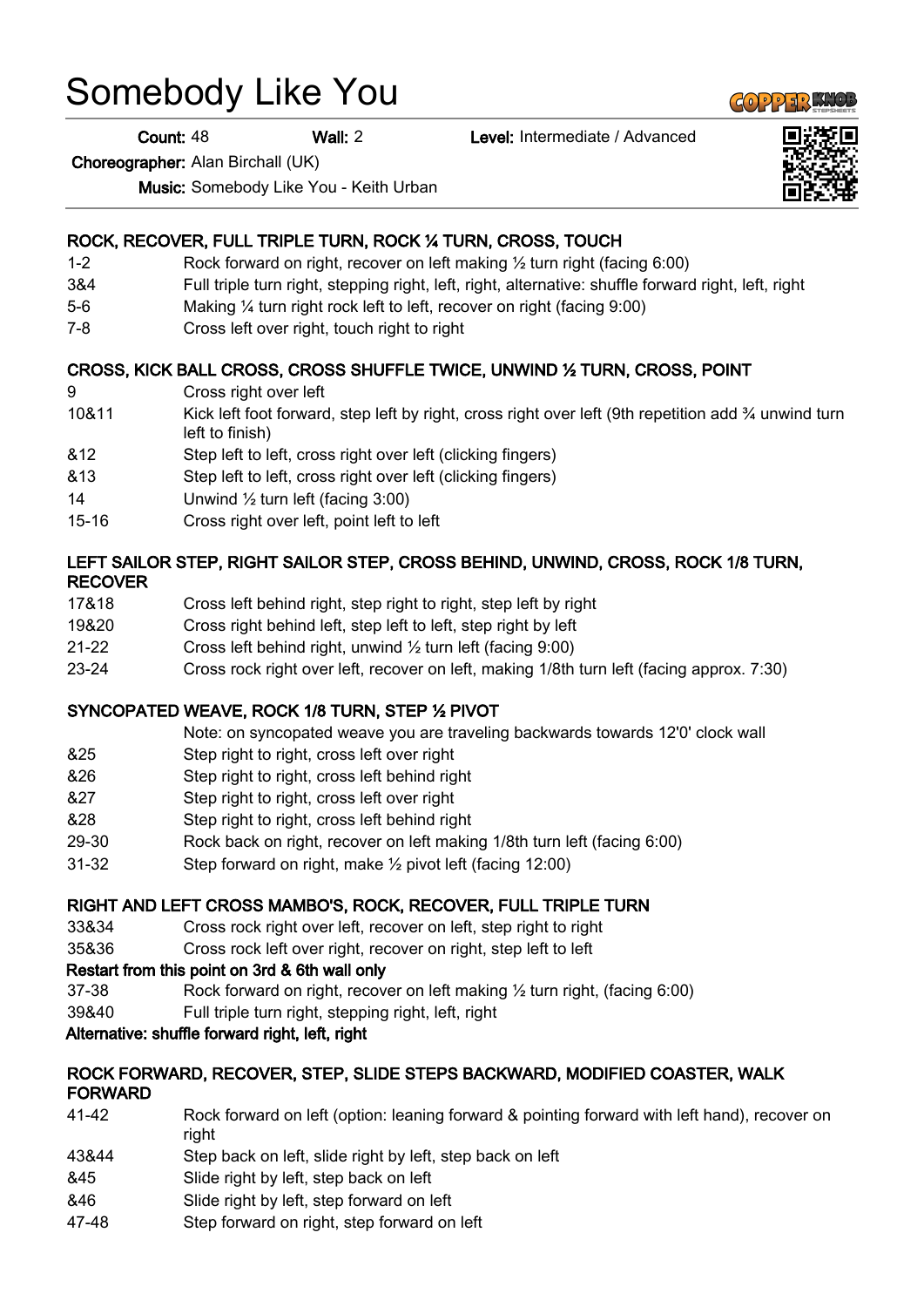# Somebody Like You

**Count:** 48 **Wall:** 2 **Level:** Intermediate / Advanced

**Choreographer:** Alan Birchall (UK)

**Music:** Somebody Like You - Keith Urban

### ROCK, RECOVER, FULL TRIPLE TURN, ROCK ¼ TURN, CROSS, TOUCH

| | |
|---|---|
| 1-2 | Rock forward on right, recover on left making ½ turn right (facing 6:00) |
| 3&4 | Full triple turn right, stepping right, left, right, alternative: shuffle forward right, left, right |
| 5-6 | Making ¼ turn right rock left to left, recover on right (facing 9:00) |
| 7-8 | Cross left over right, touch right to right |

### CROSS, KICK BALL CROSS, CROSS SHUFFLE TWICE, UNWIND ½ TURN, CROSS, POINT

| | |
|---|---|
| 9 | Cross right over left |
| 10&11 | Kick left foot forward, step left by right, cross right over left (9th repetition add ¾ unwind turn left to finish) |
| &12 | Step left to left, cross right over left (clicking fingers) |
| &13 | Step left to left, cross right over left (clicking fingers) |
| 14 | Unwind ½ turn left (facing 3:00) |
| 15-16 | Cross right over left, point left to left |

### LEFT SAILOR STEP, RIGHT SAILOR STEP, CROSS BEHIND, UNWIND, CROSS, ROCK 1/8 TURN, RECOVER

| | |
|---|---|
| 17&18 | Cross left behind right, step right to right, step left by right |
| 19&20 | Cross right behind left, step left to left, step right by left |
| 21-22 | Cross left behind right, unwind ½ turn left (facing 9:00) |
| 23-24 | Cross rock right over left, recover on left, making 1/8th turn left (facing approx. 7:30) |

### SYNCOPATED WEAVE, ROCK 1/8 TURN, STEP ½ PIVOT

Note: on syncopated weave you are traveling backwards towards 12'0' clock wall

| | |
|---|---|
| &25 | Step right to right, cross left over right |
| &26 | Step right to right, cross left behind right |
| &27 | Step right to right, cross left over right |
| &28 | Step right to right, cross left behind right |
| 29-30 | Rock back on right, recover on left making 1/8th turn left (facing 6:00) |
| 31-32 | Step forward on right, make ½ pivot left (facing 12:00) |

### RIGHT AND LEFT CROSS MAMBO'S, ROCK, RECOVER, FULL TRIPLE TURN

| | |
|---|---|
| 33&34 | Cross rock right over left, recover on left, step right to right |
| 35&36 | Cross rock left over right, recover on right, step left to left |

**Restart from this point on 3rd & 6th wall only**

| | |
|---|---|
| 37-38 | Rock forward on right, recover on left making ½ turn right, (facing 6:00) |
| 39&40 | Full triple turn right, stepping right, left, right |

**Alternative: shuffle forward right, left, right**

### ROCK FORWARD, RECOVER, STEP, SLIDE STEPS BACKWARD, MODIFIED COASTER, WALK FORWARD

| | |
|---|---|
| 41-42 | Rock forward on left (option: leaning forward & pointing forward with left hand), recover on right |
| 43&44 | Step back on left, slide right by left, step back on left |
| &45 | Slide right by left, step back on left |
| &46 | Slide right by left, step forward on left |
| 47-48 | Step forward on right, step forward on left |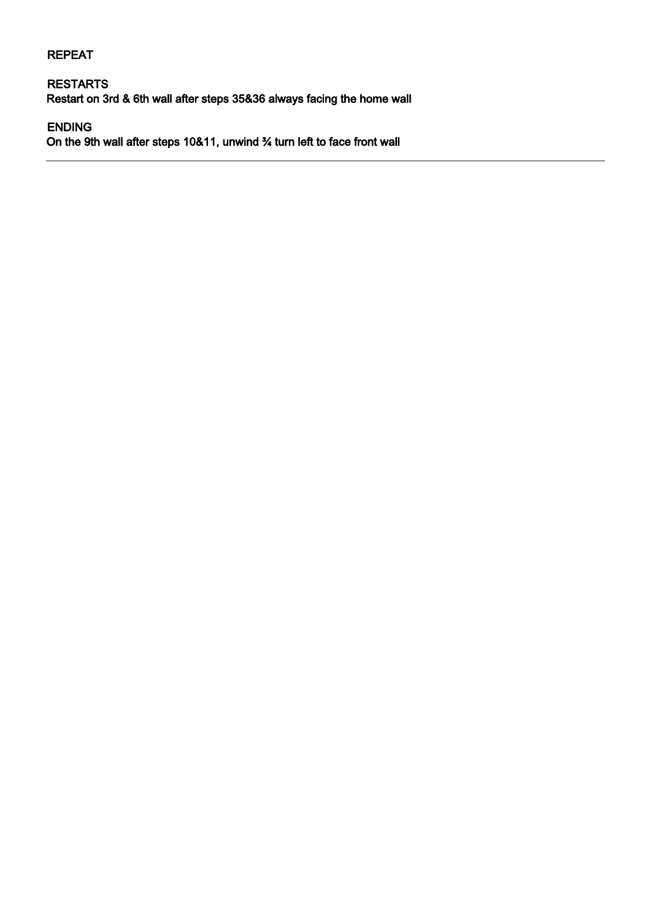### REPEAT

### RESTARTS

**Restart on 3rd & 6th wall after steps 35&36 always facing the home wall**

### ENDING

**On the 9th wall after steps 10&11, unwind ¾ turn left to face front wall**

---